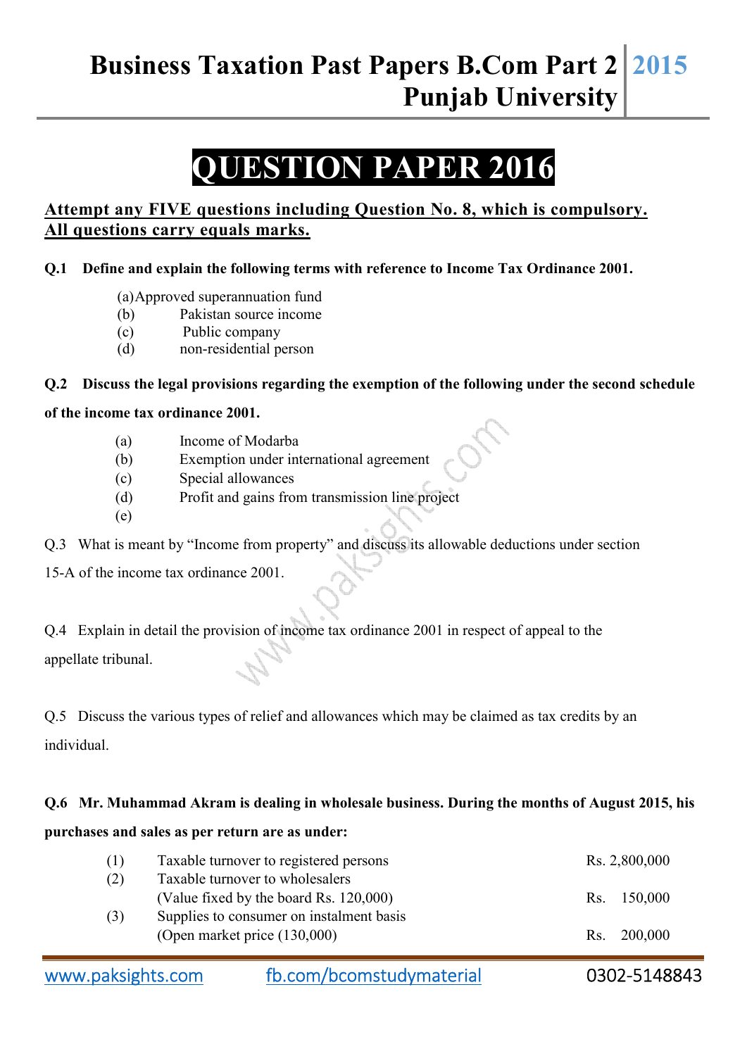# QUESTION PAPER 2016

**Attempt any FIVE questions including Question No. 8, which is compulsory. All questions carry equals marks.**

**Q.1 Define and explain the following terms with reference to Income Tax Ordinance 2001.**

(a) Approved superannuation fund
(b) Pakistan source income
(c) Public company
(d) non-residential person

**Q.2 Discuss the legal provisions regarding the exemption of the following under the second schedule of the income tax ordinance 2001.**

(a) Income of Modarba
(b) Exemption under international agreement
(c) Special allowances
(d) Profit and gains from transmission line project
(e)

Q.3 What is meant by "Income from property" and discuss its allowable deductions under section 15-A of the income tax ordinance 2001.

Q.4 Explain in detail the provision of income tax ordinance 2001 in respect of appeal to the appellate tribunal.

Q.5 Discuss the various types of relief and allowances which may be claimed as tax credits by an individual.

**Q.6 Mr. Muhammad Akram is dealing in wholesale business. During the months of August 2015, his purchases and sales as per return are as under:**

| | | |
|---|---|---|
| (1) | Taxable turnover to registered persons | Rs. 2,800,000 |
| (2) | Taxable turnover to wholesalers (Value fixed by the board Rs. 120,000) | Rs. 150,000 |
| (3) | Supplies to consumer on instalment basis (Open market price (130,000) | Rs. 200,000 |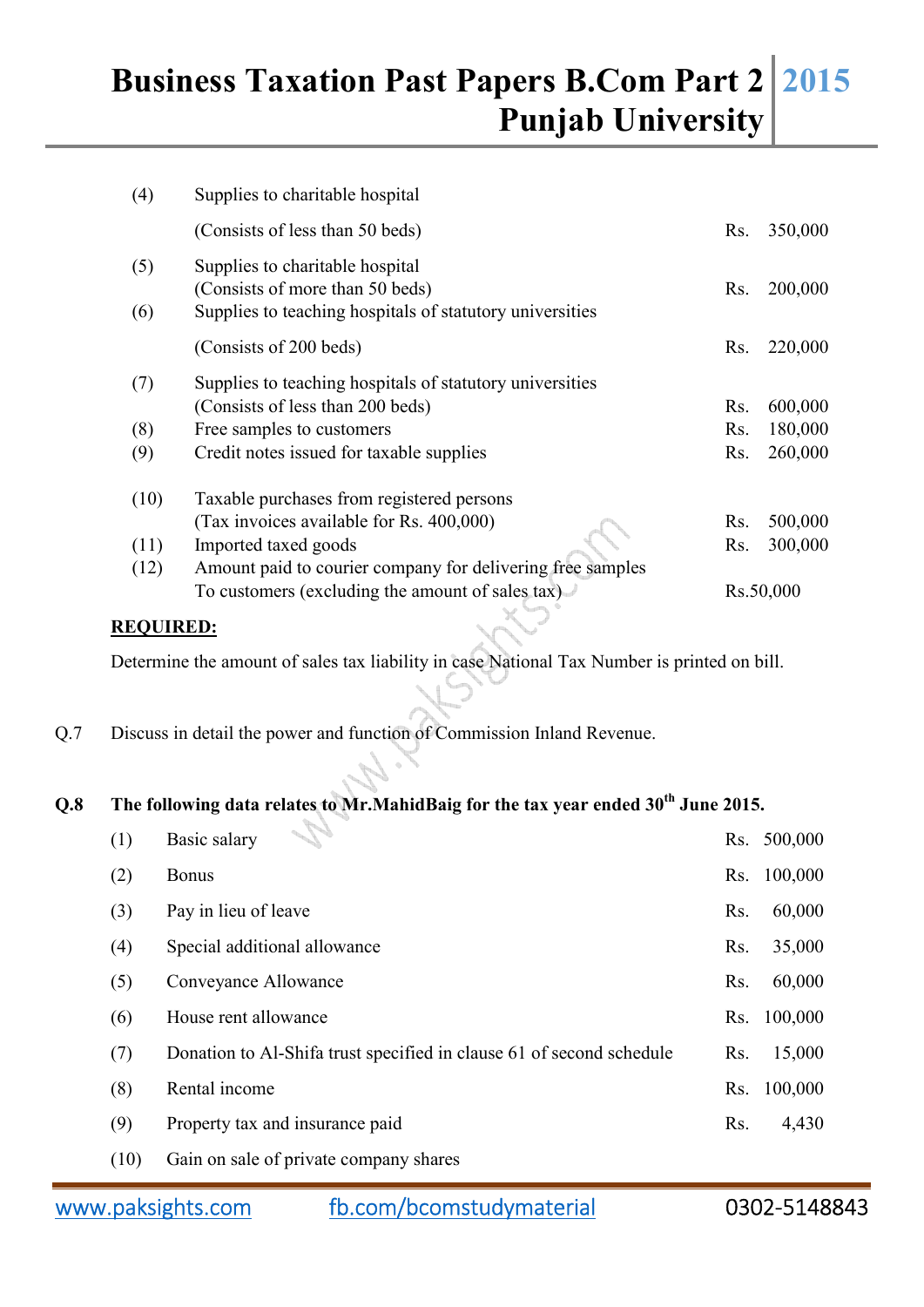| | | |
|---|---|---|
| (4) | Supplies to charitable hospital (Consists of less than 50 beds) | Rs. 350,000 |
| (5) | Supplies to charitable hospital (Consists of more than 50 beds) | Rs. 200,000 |
| (6) | Supplies to teaching hospitals of statutory universities (Consists of 200 beds) | Rs. 220,000 |
| (7) | Supplies to teaching hospitals of statutory universities (Consists of less than 200 beds) | Rs. 600,000 |
| (8) | Free samples to customers | Rs. 180,000 |
| (9) | Credit notes issued for taxable supplies | Rs. 260,000 |
| (10) | Taxable purchases from registered persons (Tax invoices available for Rs. 400,000) | Rs. 500,000 |
| (11) | Imported taxed goods | Rs. 300,000 |
| (12) | Amount paid to courier company for delivering free samples To customers (excluding the amount of sales tax) | Rs.50,000 |

**REQUIRED:**

Determine the amount of sales tax liability in case National Tax Number is printed on bill.

Q.7 Discuss in detail the power and function of Commission Inland Revenue.

**Q.8 The following data relates to Mr.MahidBaig for the tax year ended 30th June 2015.**

| | | |
|---|---|---|
| (1) | Basic salary | Rs. 500,000 |
| (2) | Bonus | Rs. 100,000 |
| (3) | Pay in lieu of leave | Rs. 60,000 |
| (4) | Special additional allowance | Rs. 35,000 |
| (5) | Conveyance Allowance | Rs. 60,000 |
| (6) | House rent allowance | Rs. 100,000 |
| (7) | Donation to Al-Shifa trust specified in clause 61 of second schedule | Rs. 15,000 |
| (8) | Rental income | Rs. 100,000 |
| (9) | Property tax and insurance paid | Rs. 4,430 |
| (10) | Gain on sale of private company shares | |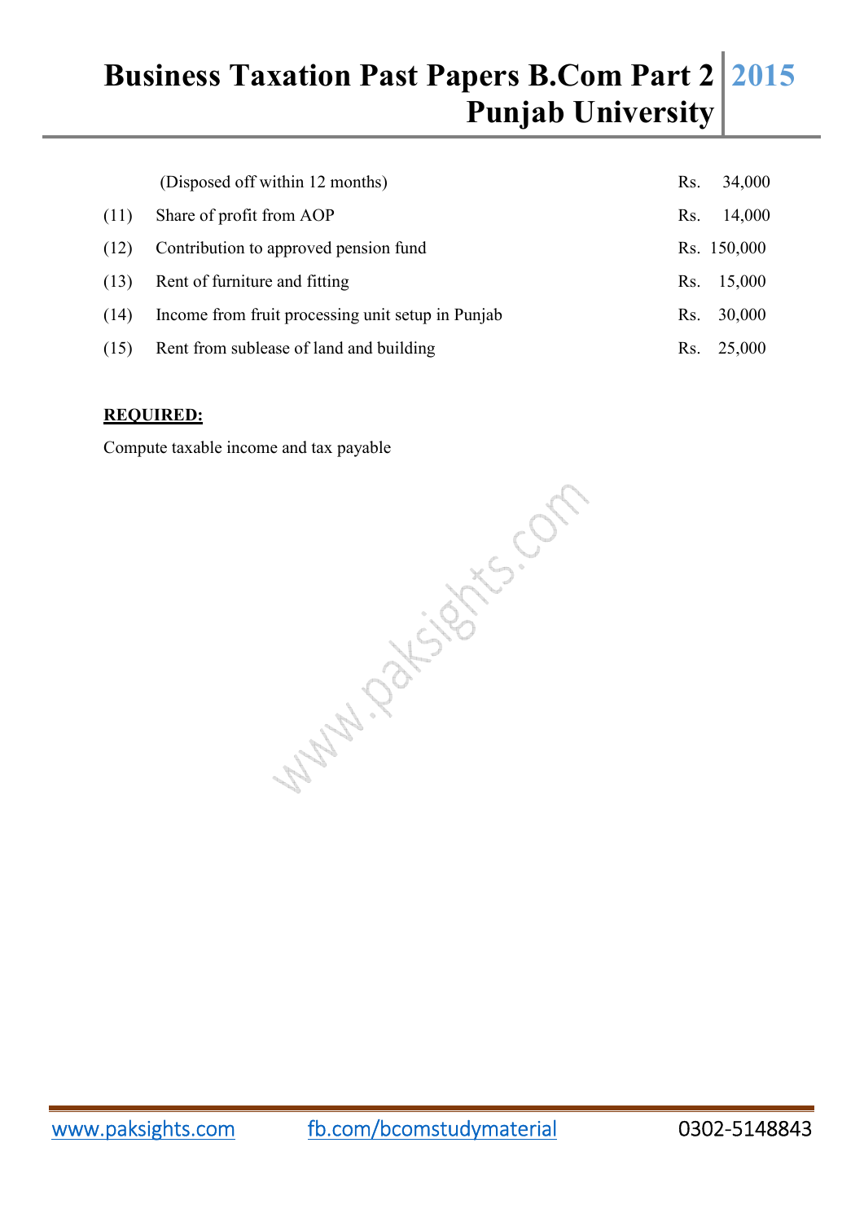| | | |
|---|---|---|
| | (Disposed off within 12 months) | Rs. 34,000 |
| (11) | Share of profit from AOP | Rs. 14,000 |
| (12) | Contribution to approved pension fund | Rs. 150,000 |
| (13) | Rent of furniture and fitting | Rs. 15,000 |
| (14) | Income from fruit processing unit setup in Punjab | Rs. 30,000 |
| (15) | Rent from sublease of land and building | Rs. 25,000 |

**REQUIRED:**

Compute taxable income and tax payable